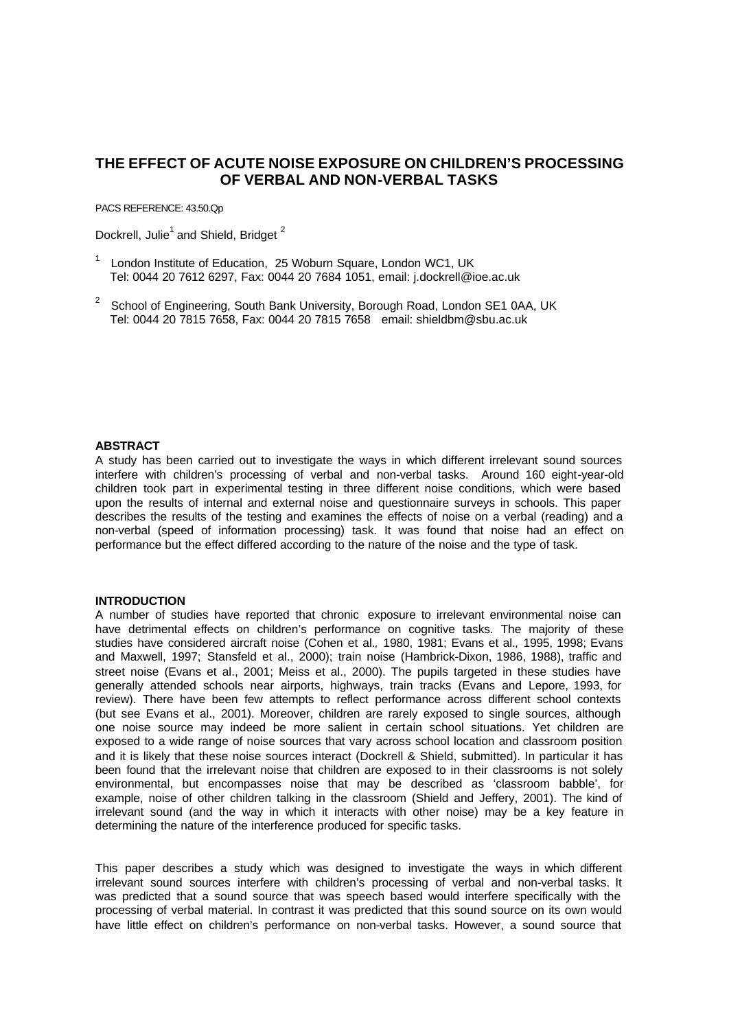# THE EFFECT OF ACUTE NOISE EXPOSURE ON CHILDREN'S PROCESSING OF VERBAL AND NON-VERBAL TASKS

PACS REFERENCE: 43.50.Qp

Dockrell, Julie[1] and Shield, Bridget [2]

[1] London Institute of Education, 25 Woburn Square, London WC1, UK
Tel: 0044 20 7612 6297, Fax: 0044 20 7684 1051, email: j.dockrell@ioe.ac.uk

[2] School of Engineering, South Bank University, Borough Road, London SE1 0AA, UK
Tel: 0044 20 7815 7658, Fax: 0044 20 7815 7658 email: shieldbm@sbu.ac.uk

## ABSTRACT

A study has been carried out to investigate the ways in which different irrelevant sound sources interfere with children's processing of verbal and non-verbal tasks. Around 160 eight-year-old children took part in experimental testing in three different noise conditions, which were based upon the results of internal and external noise and questionnaire surveys in schools. This paper describes the results of the testing and examines the effects of noise on a verbal (reading) and a non-verbal (speed of information processing) task. It was found that noise had an effect on performance but the effect differed according to the nature of the noise and the type of task.

## INTRODUCTION

A number of studies have reported that chronic exposure to irrelevant environmental noise can have detrimental effects on children's performance on cognitive tasks. The majority of these studies have considered aircraft noise (Cohen et al*.,* 1980, 1981; Evans et al*.,* 1995, 1998; Evans and Maxwell, 1997; Stansfeld et al., 2000); train noise (Hambrick-Dixon, 1986, 1988), traffic and street noise (Evans et al., 2001; Meiss et al., 2000). The pupils targeted in these studies have generally attended schools near airports, highways, train tracks (Evans and Lepore, 1993, for review). There have been few attempts to reflect performance across different school contexts (but see Evans et al., 2001). Moreover, children are rarely exposed to single sources, although one noise source may indeed be more salient in certain school situations. Yet children are exposed to a wide range of noise sources that vary across school location and classroom position and it is likely that these noise sources interact (Dockrell & Shield, submitted). In particular it has been found that the irrelevant noise that children are exposed to in their classrooms is not solely environmental, but encompasses noise that may be described as 'classroom babble', for example, noise of other children talking in the classroom (Shield and Jeffery, 2001). The kind of irrelevant sound (and the way in which it interacts with other noise) may be a key feature in determining the nature of the interference produced for specific tasks.

This paper describes a study which was designed to investigate the ways in which different irrelevant sound sources interfere with children's processing of verbal and non-verbal tasks. It was predicted that a sound source that was speech based would interfere specifically with the processing of verbal material. In contrast it was predicted that this sound source on its own would have little effect on children's performance on non-verbal tasks. However, a sound source that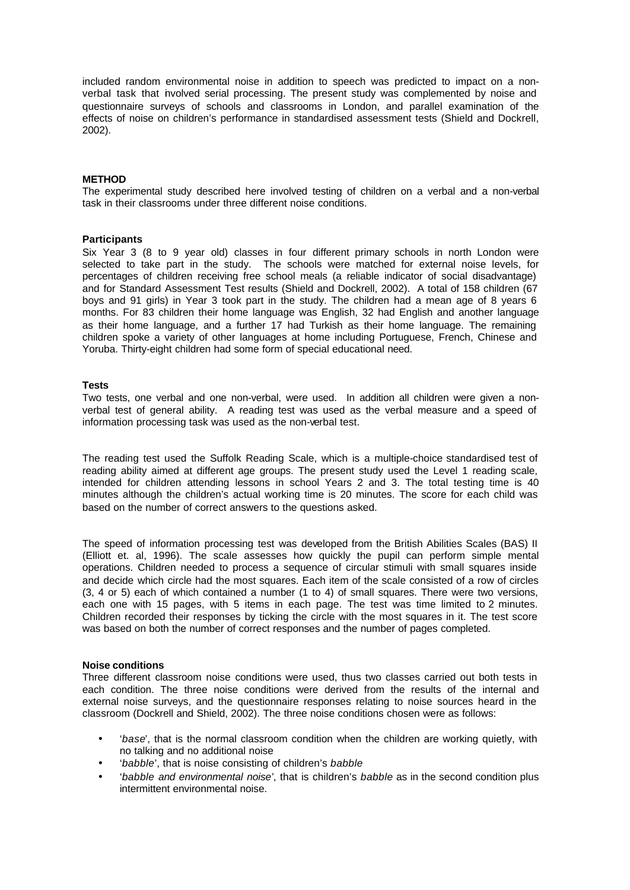included random environmental noise in addition to speech was predicted to impact on a non-verbal task that involved serial processing. The present study was complemented by noise and questionnaire surveys of schools and classrooms in London, and parallel examination of the effects of noise on children's performance in standardised assessment tests (Shield and Dockrell, 2002).

## METHOD

The experimental study described here involved testing of children on a verbal and a non-verbal task in their classrooms under three different noise conditions.

### Participants

Six Year 3 (8 to 9 year old) classes in four different primary schools in north London were selected to take part in the study. The schools were matched for external noise levels, for percentages of children receiving free school meals (a reliable indicator of social disadvantage) and for Standard Assessment Test results (Shield and Dockrell, 2002). A total of 158 children (67 boys and 91 girls) in Year 3 took part in the study. The children had a mean age of 8 years 6 months. For 83 children their home language was English, 32 had English and another language as their home language, and a further 17 had Turkish as their home language. The remaining children spoke a variety of other languages at home including Portuguese, French, Chinese and Yoruba. Thirty-eight children had some form of special educational need.

### Tests

Two tests, one verbal and one non-verbal, were used. In addition all children were given a non-verbal test of general ability. A reading test was used as the verbal measure and a speed of information processing task was used as the non-verbal test.

The reading test used the Suffolk Reading Scale, which is a multiple-choice standardised test of reading ability aimed at different age groups. The present study used the Level 1 reading scale, intended for children attending lessons in school Years 2 and 3. The total testing time is 40 minutes although the children's actual working time is 20 minutes. The score for each child was based on the number of correct answers to the questions asked.

The speed of information processing test was developed from the British Abilities Scales (BAS) II (Elliott et. al, 1996). The scale assesses how quickly the pupil can perform simple mental operations. Children needed to process a sequence of circular stimuli with small squares inside and decide which circle had the most squares. Each item of the scale consisted of a row of circles (3, 4 or 5) each of which contained a number (1 to 4) of small squares. There were two versions, each one with 15 pages, with 5 items in each page. The test was time limited to 2 minutes. Children recorded their responses by ticking the circle with the most squares in it. The test score was based on both the number of correct responses and the number of pages completed.

### Noise conditions

Three different classroom noise conditions were used, thus two classes carried out both tests in each condition. The three noise conditions were derived from the results of the internal and external noise surveys, and the questionnaire responses relating to noise sources heard in the classroom (Dockrell and Shield, 2002). The three noise conditions chosen were as follows:

- '*base*', that is the normal classroom condition when the children are working quietly, with no talking and no additional noise
- '*babble*', that is noise consisting of children's *babble*
- '*babble and environmental noise'*, that is children's *babble* as in the second condition plus intermittent environmental noise.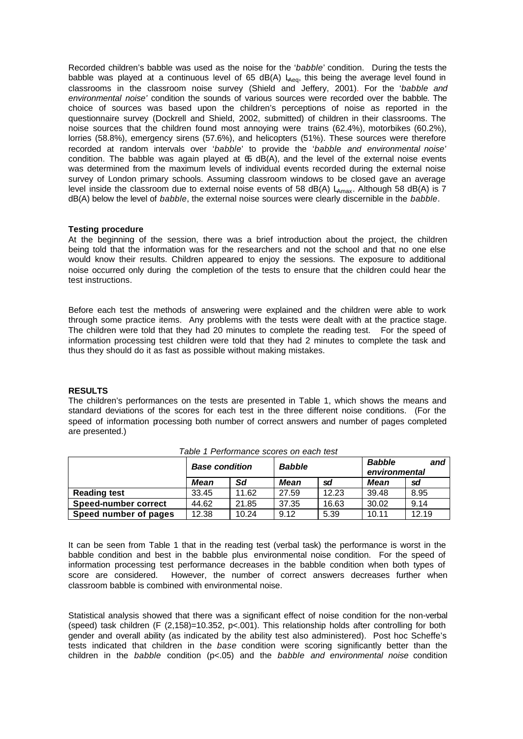Recorded children's babble was used as the noise for the '*babble*' condition. During the tests the babble was played at a continuous level of 65 dB(A) $L_{Aeq}$, this being the average level found in classrooms in the classroom noise survey (Shield and Jeffery, 2001). For the '*babble and environmental noise'* condition the sounds of various sources were recorded over the babble. The choice of sources was based upon the children's perceptions of noise as reported in the questionnaire survey (Dockrell and Shield, 2002, submitted) of children in their classrooms. The noise sources that the children found most annoying were trains (62.4%), motorbikes (60.2%), lorries (58.8%), emergency sirens (57.6%), and helicopters (51%). These sources were therefore recorded at random intervals over '*babble*' to provide the '*babble and environmental noise'* condition. The babble was again played at 65 dB(A), and the level of the external noise events was determined from the maximum levels of individual events recorded during the external noise survey of London primary schools. Assuming classroom windows to be closed gave an average level inside the classroom due to external noise events of 58 dB(A) $L_{Amax}$. Although 58 dB(A) is 7 dB(A) below the level of *babble*, the external noise sources were clearly discernible in the *babble*.

**Testing procedure**

At the beginning of the session, there was a brief introduction about the project, the children being told that the information was for the researchers and not the school and that no one else would know their results. Children appeared to enjoy the sessions. The exposure to additional noise occurred only during the completion of the tests to ensure that the children could hear the test instructions.

Before each test the methods of answering were explained and the children were able to work through some practice items. Any problems with the tests were dealt with at the practice stage. The children were told that they had 20 minutes to complete the reading test. For the speed of information processing test children were told that they had 2 minutes to complete the task and thus they should do it as fast as possible without making mistakes.

**RESULTS**

The children's performances on the tests are presented in Table 1, which shows the means and standard deviations of the scores for each test in the three different noise conditions. (For the speed of information processing both number of correct answers and number of pages completed are presented.)

*Table 1 Performance scores on each test*

| | ***Base condition*** | | ***Babble*** | | ***Babble and environmental*** | |
|---|---|---|---|---|---|---|
| | ***Mean*** | ***Sd*** | ***Mean*** | ***sd*** | ***Mean*** | ***sd*** |
| **Reading test** | 33.45 | 11.62 | 27.59 | 12.23 | 39.48 | 8.95 |
| **Speed-number correct** | 44.62 | 21.85 | 37.35 | 16.63 | 30.02 | 9.14 |
| **Speed number of pages** | 12.38 | 10.24 | 9.12 | 5.39 | 10.11 | 12.19 |

It can be seen from Table 1 that in the reading test (verbal task) the performance is worst in the babble condition and best in the babble plus environmental noise condition. For the speed of information processing test performance decreases in the babble condition when both types of score are considered. However, the number of correct answers decreases further when classroom babble is combined with environmental noise.

Statistical analysis showed that there was a significant effect of noise condition for the non-verbal (speed) task children ($F(2,158)=10.352$, $p<.001$). This relationship holds after controlling for both gender and overall ability (as indicated by the ability test also administered). Post hoc Scheffe's tests indicated that children in the *base* condition were scoring significantly better than the children in the *babble* condition ($p<.05$) and the *babble and environmental noise* condition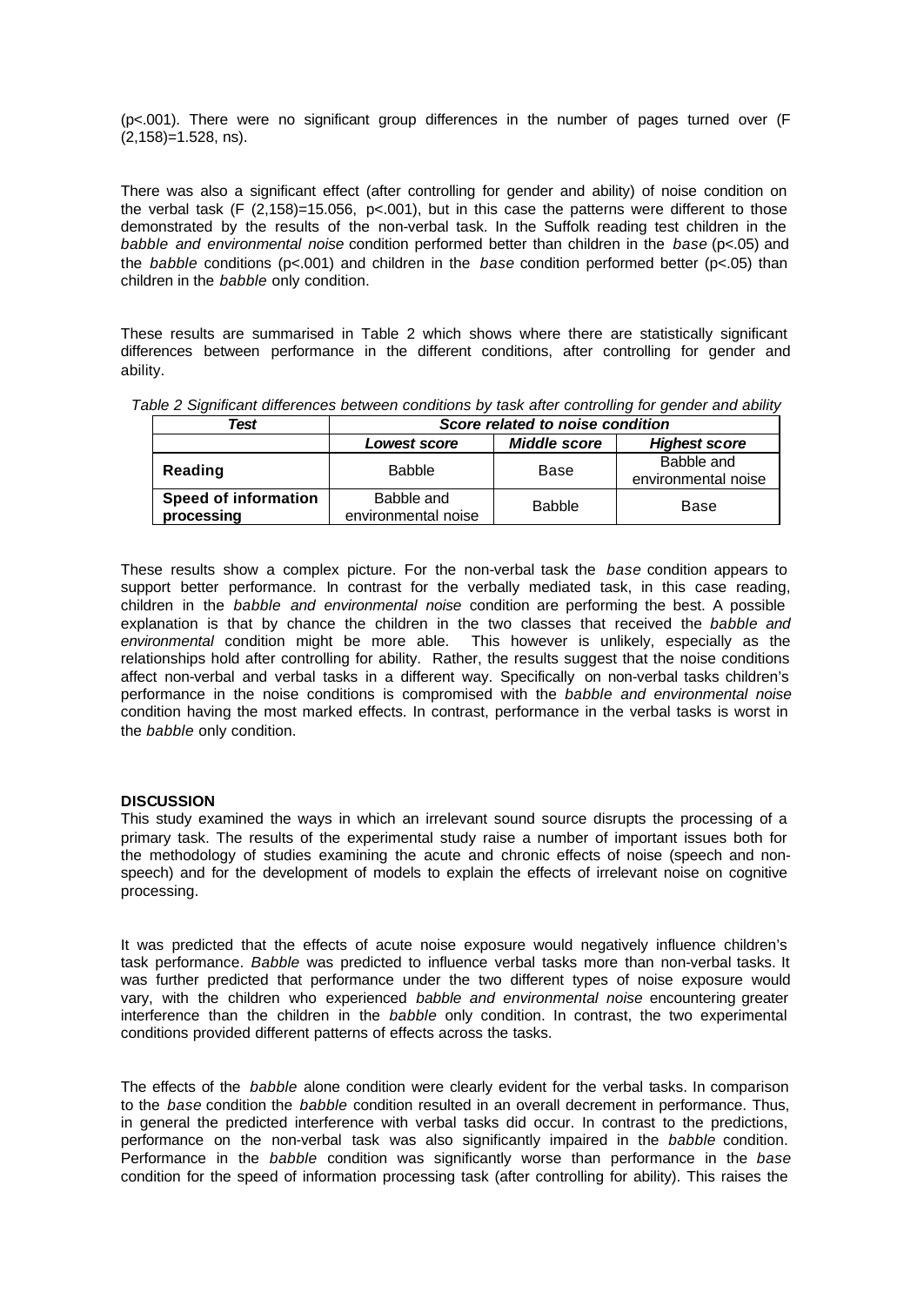($p<.001$). There were no significant group differences in the number of pages turned over ($F$ (2,158)=1.528, ns).

There was also a significant effect (after controlling for gender and ability) of noise condition on the verbal task ($F$ (2,158)=15.056, $p<.001$), but in this case the patterns were different to those demonstrated by the results of the non-verbal task. In the Suffolk reading test children in the *babble and environmental noise* condition performed better than children in the *base* ($p<.05$) and the *babble* conditions ($p<.001$) and children in the *base* condition performed better ($p<.05$) than children in the *babble* only condition.

These results are summarised in Table 2 which shows where there are statistically significant differences between performance in the different conditions, after controlling for gender and ability.

*Table 2 Significant differences between conditions by task after controlling for gender and ability*

| **Test** | ***Score related to noise condition*** | | |
|---|---|---|---|
| | ***Lowest score*** | ***Middle score*** | ***Highest score*** |
| **Reading** | Babble | Base | Babble and environmental noise |
| **Speed of information processing** | Babble and environmental noise | Babble | Base |

These results show a complex picture. For the non-verbal task the *base* condition appears to support better performance. In contrast for the verbally mediated task, in this case reading, children in the *babble and environmental noise* condition are performing the best. A possible explanation is that by chance the children in the two classes that received the *babble and environmental* condition might be more able. This however is unlikely, especially as the relationships hold after controlling for ability. Rather, the results suggest that the noise conditions affect non-verbal and verbal tasks in a different way. Specifically on non-verbal tasks children's performance in the noise conditions is compromised with the *babble and environmental noise* condition having the most marked effects. In contrast, performance in the verbal tasks is worst in the *babble* only condition.

**DISCUSSION**

This study examined the ways in which an irrelevant sound source disrupts the processing of a primary task. The results of the experimental study raise a number of important issues both for the methodology of studies examining the acute and chronic effects of noise (speech and non-speech) and for the development of models to explain the effects of irrelevant noise on cognitive processing.

It was predicted that the effects of acute noise exposure would negatively influence children's task performance. *Babble* was predicted to influence verbal tasks more than non-verbal tasks. It was further predicted that performance under the two different types of noise exposure would vary, with the children who experienced *babble and environmental noise* encountering greater interference than the children in the *babble* only condition. In contrast, the two experimental conditions provided different patterns of effects across the tasks.

The effects of the *babble* alone condition were clearly evident for the verbal tasks. In comparison to the *base* condition the *babble* condition resulted in an overall decrement in performance. Thus, in general the predicted interference with verbal tasks did occur. In contrast to the predictions, performance on the non-verbal task was also significantly impaired in the *babble* condition. Performance in the *babble* condition was significantly worse than performance in the *base* condition for the speed of information processing task (after controlling for ability). This raises the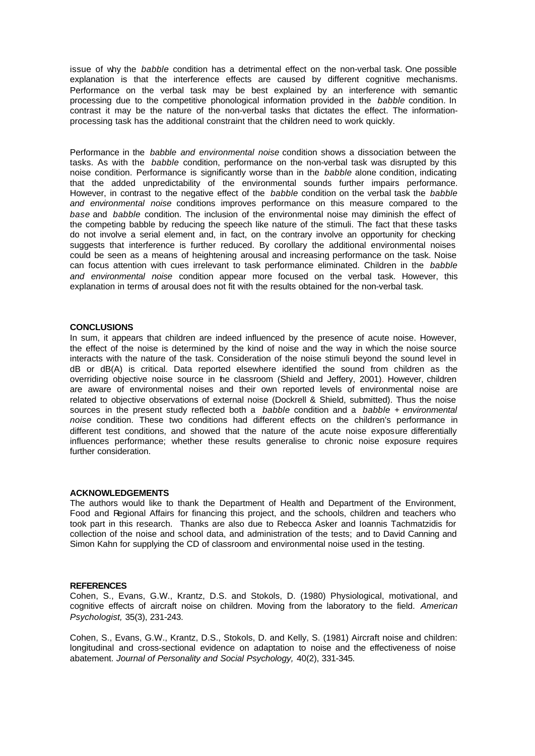issue of why the *babble* condition has a detrimental effect on the non-verbal task. One possible explanation is that the interference effects are caused by different cognitive mechanisms. Performance on the verbal task may be best explained by an interference with semantic processing due to the competitive phonological information provided in the *babble* condition. In contrast it may be the nature of the non-verbal tasks that dictates the effect. The information-processing task has the additional constraint that the children need to work quickly.

Performance in the *babble and environmental noise* condition shows a dissociation between the tasks. As with the *babble* condition, performance on the non-verbal task was disrupted by this noise condition. Performance is significantly worse than in the *babble* alone condition, indicating that the added unpredictability of the environmental sounds further impairs performance. However, in contrast to the negative effect of the *babble* condition on the verbal task the *babble and environmental noise* conditions improves performance on this measure compared to the *base* and *babble* condition. The inclusion of the environmental noise may diminish the effect of the competing babble by reducing the speech like nature of the stimuli. The fact that these tasks do not involve a serial element and, in fact, on the contrary involve an opportunity for checking suggests that interference is further reduced. By corollary the additional environmental noises could be seen as a means of heightening arousal and increasing performance on the task. Noise can focus attention with cues irrelevant to task performance eliminated. Children in the *babble and environmental noise* condition appear more focused on the verbal task. However, this explanation in terms of arousal does not fit with the results obtained for the non-verbal task.

**CONCLUSIONS**

In sum, it appears that children are indeed influenced by the presence of acute noise. However, the effect of the noise is determined by the kind of noise and the way in which the noise source interacts with the nature of the task. Consideration of the noise stimuli beyond the sound level in dB or dB(A) is critical. Data reported elsewhere identified the sound from children as the overriding objective noise source in the classroom (Shield and Jeffery, 2001). However, children are aware of environmental noises and their own reported levels of environmental noise are related to objective observations of external noise (Dockrell & Shield, submitted). Thus the noise sources in the present study reflected both a *babble* condition and a *babble + environmental noise* condition. These two conditions had different effects on the children's performance in different test conditions, and showed that the nature of the acute noise exposure differentially influences performance; whether these results generalise to chronic noise exposure requires further consideration.

**ACKNOWLEDGEMENTS**

The authors would like to thank the Department of Health and Department of the Environment, Food and Regional Affairs for financing this project, and the schools, children and teachers who took part in this research. Thanks are also due to Rebecca Asker and Ioannis Tachmatzidis for collection of the noise and school data, and administration of the tests; and to David Canning and Simon Kahn for supplying the CD of classroom and environmental noise used in the testing.

**REFERENCES**

Cohen, S., Evans, G.W., Krantz, D.S. and Stokols, D. (1980) Physiological, motivational, and cognitive effects of aircraft noise on children. Moving from the laboratory to the field. *American Psychologist,* 35(3), 231-243.

Cohen, S., Evans, G.W., Krantz, D.S., Stokols, D. and Kelly, S. (1981) Aircraft noise and children: longitudinal and cross-sectional evidence on adaptation to noise and the effectiveness of noise abatement. *Journal of Personality and Social Psychology,* 40(2), 331-345.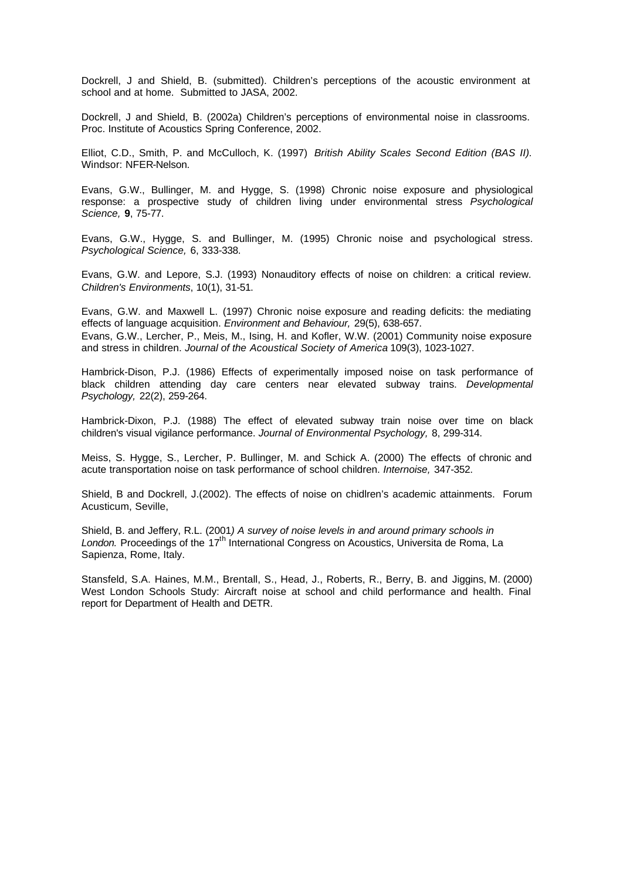Dockrell, J and Shield, B. (submitted). Children's perceptions of the acoustic environment at school and at home. Submitted to JASA, 2002.

Dockrell, J and Shield, B. (2002a) Children's perceptions of environmental noise in classrooms. Proc. Institute of Acoustics Spring Conference, 2002.

Elliot, C.D., Smith, P. and McCulloch, K. (1997) *British Ability Scales Second Edition (BAS II).* Windsor: NFER-Nelson.

Evans, G.W., Bullinger, M. and Hygge, S. (1998) Chronic noise exposure and physiological response: a prospective study of children living under environmental stress *Psychological Science,* **9**, 75-77.

Evans, G.W., Hygge, S. and Bullinger, M. (1995) Chronic noise and psychological stress. *Psychological Science,* 6, 333-338.

Evans, G.W. and Lepore, S.J. (1993) Nonauditory effects of noise on children: a critical review. *Children's Environments*, 10(1), 31-51.

Evans, G.W. and Maxwell L. (1997) Chronic noise exposure and reading deficits: the mediating effects of language acquisition. *Environment and Behaviour,* 29(5), 638-657.
Evans, G.W., Lercher, P., Meis, M., Ising, H. and Kofler, W.W. (2001) Community noise exposure and stress in children. *Journal of the Acoustical Society of America* 109(3), 1023-1027.

Hambrick-Dison, P.J. (1986) Effects of experimentally imposed noise on task performance of black children attending day care centers near elevated subway trains. *Developmental Psychology,* 22(2), 259-264.

Hambrick-Dixon, P.J. (1988) The effect of elevated subway train noise over time on black children's visual vigilance performance. *Journal of Environmental Psychology,* 8, 299-314.

Meiss, S. Hygge, S., Lercher, P. Bullinger, M. and Schick A. (2000) The effects of chronic and acute transportation noise on task performance of school children. *Internoise,* 347-352.

Shield, B and Dockrell, J.(2002). The effects of noise on chidlren's academic attainments. Forum Acusticum, Seville,

Shield, B. and Jeffery, R.L. (2001*) A survey of noise levels in and around primary schools in London.* Proceedings of the 17th International Congress on Acoustics, Universita de Roma, La Sapienza, Rome, Italy.

Stansfeld, S.A. Haines, M.M., Brentall, S., Head, J., Roberts, R., Berry, B. and Jiggins, M. (2000) West London Schools Study: Aircraft noise at school and child performance and health. Final report for Department of Health and DETR.